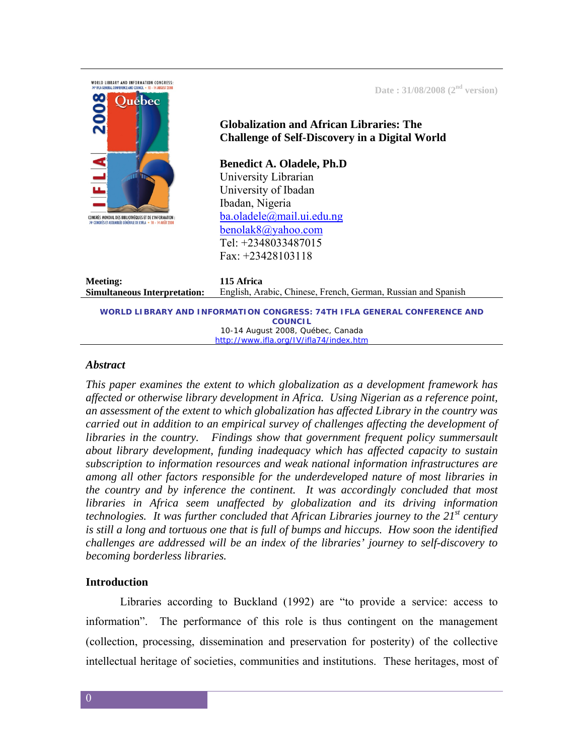Date : 31/08/2008 (2nd version)

# Globalization and African Libraries: The Challenge of Self-Discovery in a Digital World

**Benedict A. Oladele, Ph.D**
University Librarian
University of Ibadan
Ibadan, Nigeria
ba.oladele@mail.ui.edu.ng
benolak8@yahoo.com
Tel: +2348033487015
Fax: +23428103118

**Meeting:** **115 Africa**
**Simultaneous Interpretation:** English, Arabic, Chinese, French, German, Russian and Spanish

**WORLD LIBRARY AND INFORMATION CONGRESS: 74TH IFLA GENERAL CONFERENCE AND COUNCIL**
10-14 August 2008, Québec, Canada
http://www.ifla.org/IV/ifla74/index.htm

### *Abstract*

*This paper examines the extent to which globalization as a development framework has affected or otherwise library development in Africa. Using Nigerian as a reference point, an assessment of the extent to which globalization has affected Library in the country was carried out in addition to an empirical survey of challenges affecting the development of libraries in the country. Findings show that government frequent policy summersault about library development, funding inadequacy which has affected capacity to sustain subscription to information resources and weak national information infrastructures are among all other factors responsible for the underdeveloped nature of most libraries in the country and by inference the continent. It was accordingly concluded that most libraries in Africa seem unaffected by globalization and its driving information technologies. It was further concluded that African Libraries journey to the 21st century is still a long and tortuous one that is full of bumps and hiccups. How soon the identified challenges are addressed will be an index of the libraries' journey to self-discovery to becoming borderless libraries.*

## Introduction

Libraries according to Buckland (1992) are "to provide a service: access to information". The performance of this role is thus contingent on the management (collection, processing, dissemination and preservation for posterity) of the collective intellectual heritage of societies, communities and institutions. These heritages, most of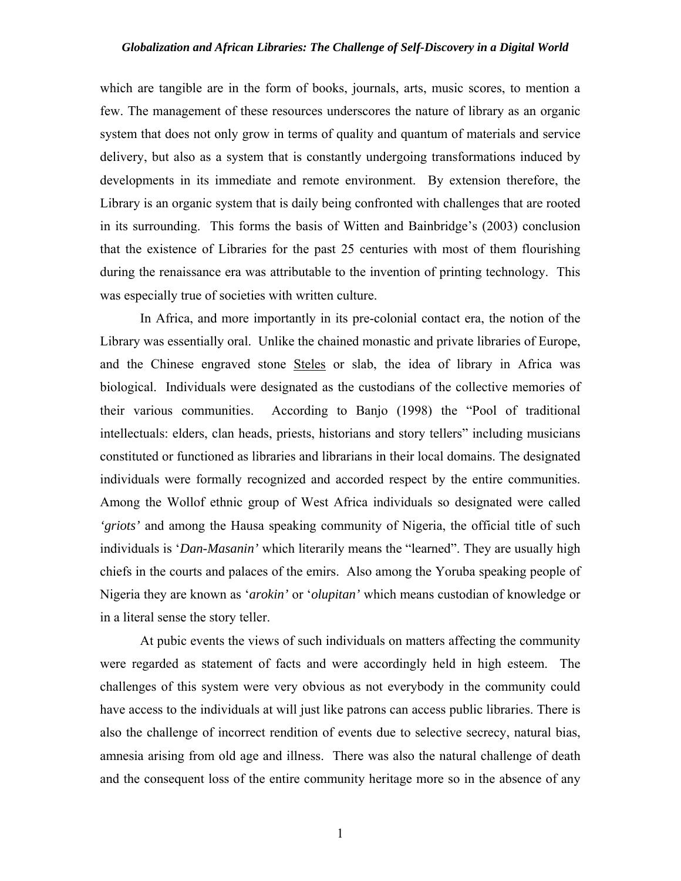which are tangible are in the form of books, journals, arts, music scores, to mention a few. The management of these resources underscores the nature of library as an organic system that does not only grow in terms of quality and quantum of materials and service delivery, but also as a system that is constantly undergoing transformations induced by developments in its immediate and remote environment. By extension therefore, the Library is an organic system that is daily being confronted with challenges that are rooted in its surrounding. This forms the basis of Witten and Bainbridge's (2003) conclusion that the existence of Libraries for the past 25 centuries with most of them flourishing during the renaissance era was attributable to the invention of printing technology. This was especially true of societies with written culture.

In Africa, and more importantly in its pre-colonial contact era, the notion of the Library was essentially oral. Unlike the chained monastic and private libraries of Europe, and the Chinese engraved stone Steles or slab, the idea of library in Africa was biological. Individuals were designated as the custodians of the collective memories of their various communities. According to Banjo (1998) the "Pool of traditional intellectuals: elders, clan heads, priests, historians and story tellers" including musicians constituted or functioned as libraries and librarians in their local domains. The designated individuals were formally recognized and accorded respect by the entire communities. Among the Wollof ethnic group of West Africa individuals so designated were called *'griots'* and among the Hausa speaking community of Nigeria, the official title of such individuals is '*Dan-Masanin'* which literarily means the "learned". They are usually high chiefs in the courts and palaces of the emirs. Also among the Yoruba speaking people of Nigeria they are known as '*arokin'* or '*olupitan'* which means custodian of knowledge or in a literal sense the story teller.

At pubic events the views of such individuals on matters affecting the community were regarded as statement of facts and were accordingly held in high esteem. The challenges of this system were very obvious as not everybody in the community could have access to the individuals at will just like patrons can access public libraries. There is also the challenge of incorrect rendition of events due to selective secrecy, natural bias, amnesia arising from old age and illness. There was also the natural challenge of death and the consequent loss of the entire community heritage more so in the absence of any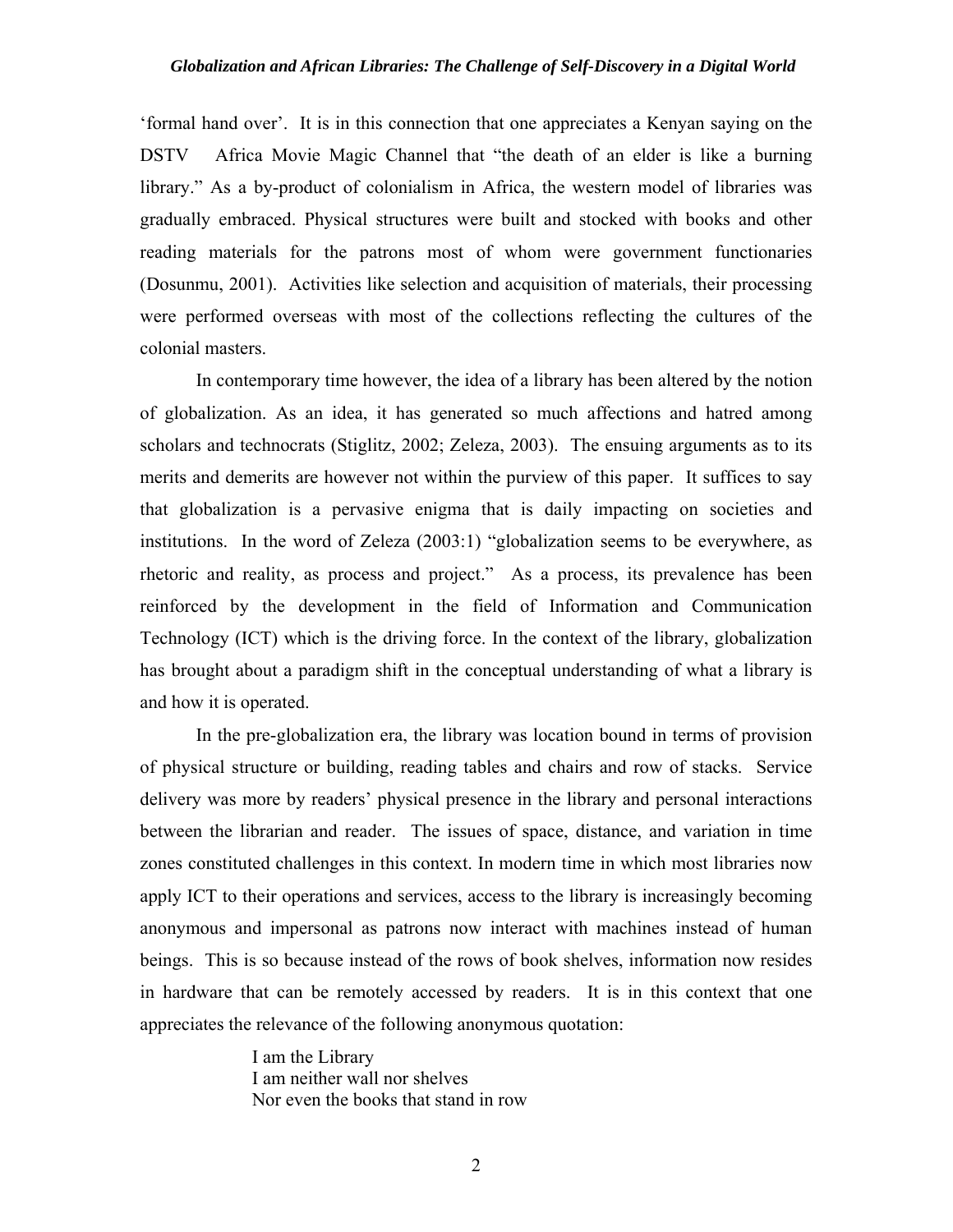'formal hand over'. It is in this connection that one appreciates a Kenyan saying on the DSTV Africa Movie Magic Channel that "the death of an elder is like a burning library." As a by-product of colonialism in Africa, the western model of libraries was gradually embraced. Physical structures were built and stocked with books and other reading materials for the patrons most of whom were government functionaries (Dosunmu, 2001). Activities like selection and acquisition of materials, their processing were performed overseas with most of the collections reflecting the cultures of the colonial masters.

In contemporary time however, the idea of a library has been altered by the notion of globalization. As an idea, it has generated so much affections and hatred among scholars and technocrats (Stiglitz, 2002; Zeleza, 2003). The ensuing arguments as to its merits and demerits are however not within the purview of this paper. It suffices to say that globalization is a pervasive enigma that is daily impacting on societies and institutions. In the word of Zeleza (2003:1) "globalization seems to be everywhere, as rhetoric and reality, as process and project." As a process, its prevalence has been reinforced by the development in the field of Information and Communication Technology (ICT) which is the driving force. In the context of the library, globalization has brought about a paradigm shift in the conceptual understanding of what a library is and how it is operated.

In the pre-globalization era, the library was location bound in terms of provision of physical structure or building, reading tables and chairs and row of stacks. Service delivery was more by readers' physical presence in the library and personal interactions between the librarian and reader. The issues of space, distance, and variation in time zones constituted challenges in this context. In modern time in which most libraries now apply ICT to their operations and services, access to the library is increasingly becoming anonymous and impersonal as patrons now interact with machines instead of human beings. This is so because instead of the rows of book shelves, information now resides in hardware that can be remotely accessed by readers. It is in this context that one appreciates the relevance of the following anonymous quotation:

> I am the Library
> I am neither wall nor shelves
> Nor even the books that stand in row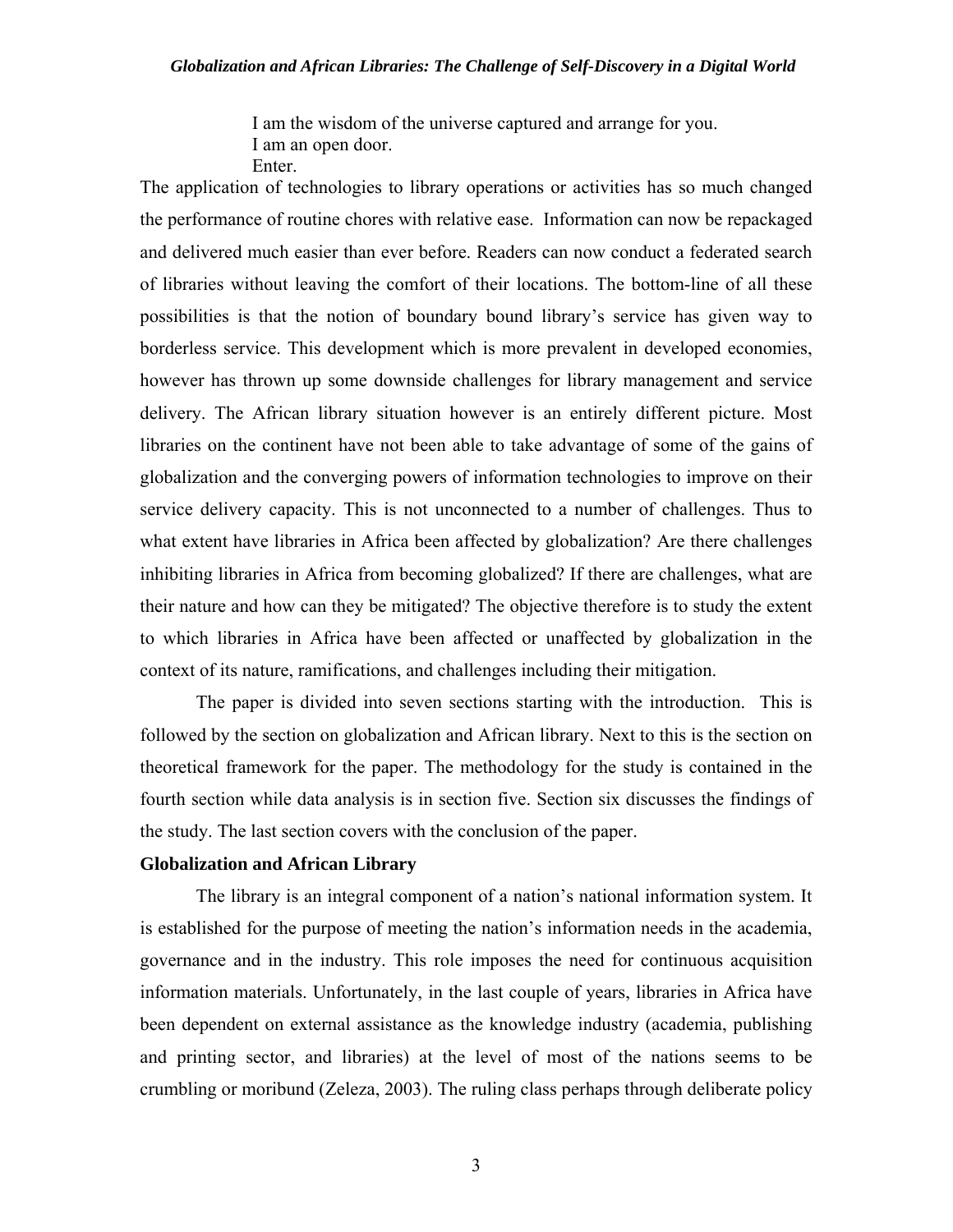I am the wisdom of the universe captured and arrange for you.
I am an open door.
Enter.

The application of technologies to library operations or activities has so much changed the performance of routine chores with relative ease. Information can now be repackaged and delivered much easier than ever before. Readers can now conduct a federated search of libraries without leaving the comfort of their locations. The bottom-line of all these possibilities is that the notion of boundary bound library's service has given way to borderless service. This development which is more prevalent in developed economies, however has thrown up some downside challenges for library management and service delivery. The African library situation however is an entirely different picture. Most libraries on the continent have not been able to take advantage of some of the gains of globalization and the converging powers of information technologies to improve on their service delivery capacity. This is not unconnected to a number of challenges. Thus to what extent have libraries in Africa been affected by globalization? Are there challenges inhibiting libraries in Africa from becoming globalized? If there are challenges, what are their nature and how can they be mitigated? The objective therefore is to study the extent to which libraries in Africa have been affected or unaffected by globalization in the context of its nature, ramifications, and challenges including their mitigation.

The paper is divided into seven sections starting with the introduction. This is followed by the section on globalization and African library. Next to this is the section on theoretical framework for the paper. The methodology for the study is contained in the fourth section while data analysis is in section five. Section six discusses the findings of the study. The last section covers with the conclusion of the paper.

## Globalization and African Library

The library is an integral component of a nation's national information system. It is established for the purpose of meeting the nation's information needs in the academia, governance and in the industry. This role imposes the need for continuous acquisition information materials. Unfortunately, in the last couple of years, libraries in Africa have been dependent on external assistance as the knowledge industry (academia, publishing and printing sector, and libraries) at the level of most of the nations seems to be crumbling or moribund (Zeleza, 2003). The ruling class perhaps through deliberate policy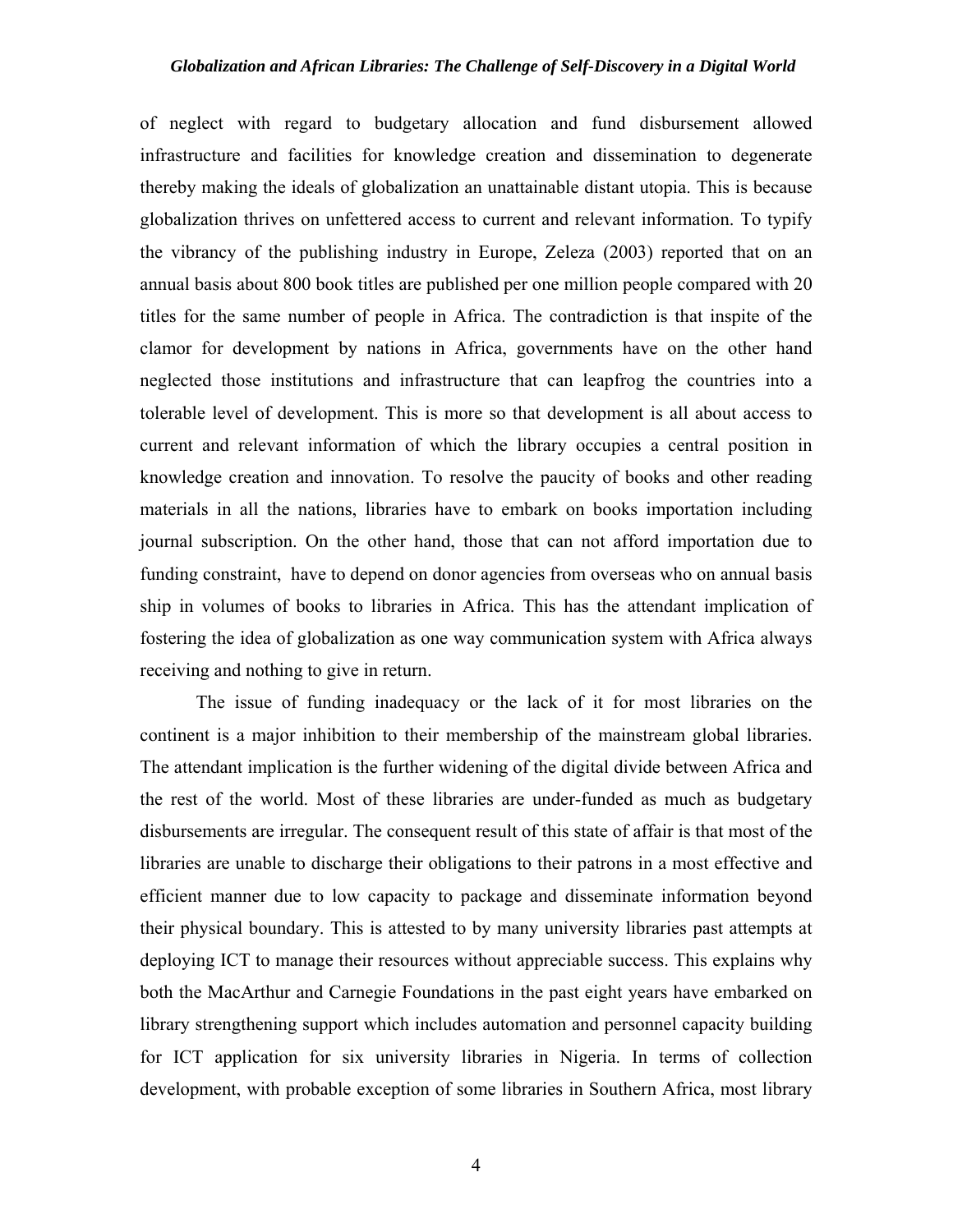of neglect with regard to budgetary allocation and fund disbursement allowed infrastructure and facilities for knowledge creation and dissemination to degenerate thereby making the ideals of globalization an unattainable distant utopia. This is because globalization thrives on unfettered access to current and relevant information. To typify the vibrancy of the publishing industry in Europe, Zeleza (2003) reported that on an annual basis about 800 book titles are published per one million people compared with 20 titles for the same number of people in Africa. The contradiction is that inspite of the clamor for development by nations in Africa, governments have on the other hand neglected those institutions and infrastructure that can leapfrog the countries into a tolerable level of development. This is more so that development is all about access to current and relevant information of which the library occupies a central position in knowledge creation and innovation. To resolve the paucity of books and other reading materials in all the nations, libraries have to embark on books importation including journal subscription. On the other hand, those that can not afford importation due to funding constraint, have to depend on donor agencies from overseas who on annual basis ship in volumes of books to libraries in Africa. This has the attendant implication of fostering the idea of globalization as one way communication system with Africa always receiving and nothing to give in return.

The issue of funding inadequacy or the lack of it for most libraries on the continent is a major inhibition to their membership of the mainstream global libraries. The attendant implication is the further widening of the digital divide between Africa and the rest of the world. Most of these libraries are under-funded as much as budgetary disbursements are irregular. The consequent result of this state of affair is that most of the libraries are unable to discharge their obligations to their patrons in a most effective and efficient manner due to low capacity to package and disseminate information beyond their physical boundary. This is attested to by many university libraries past attempts at deploying ICT to manage their resources without appreciable success. This explains why both the MacArthur and Carnegie Foundations in the past eight years have embarked on library strengthening support which includes automation and personnel capacity building for ICT application for six university libraries in Nigeria. In terms of collection development, with probable exception of some libraries in Southern Africa, most library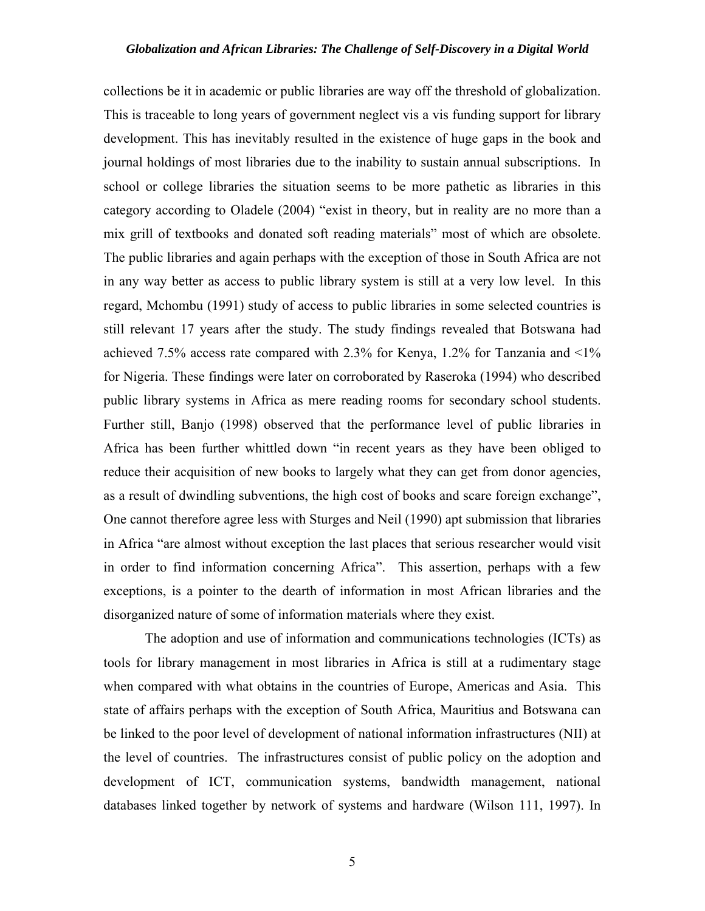collections be it in academic or public libraries are way off the threshold of globalization. This is traceable to long years of government neglect vis a vis funding support for library development. This has inevitably resulted in the existence of huge gaps in the book and journal holdings of most libraries due to the inability to sustain annual subscriptions. In school or college libraries the situation seems to be more pathetic as libraries in this category according to Oladele (2004) "exist in theory, but in reality are no more than a mix grill of textbooks and donated soft reading materials" most of which are obsolete. The public libraries and again perhaps with the exception of those in South Africa are not in any way better as access to public library system is still at a very low level. In this regard, Mchombu (1991) study of access to public libraries in some selected countries is still relevant 17 years after the study. The study findings revealed that Botswana had achieved 7.5% access rate compared with 2.3% for Kenya, 1.2% for Tanzania and <1% for Nigeria. These findings were later on corroborated by Raseroka (1994) who described public library systems in Africa as mere reading rooms for secondary school students. Further still, Banjo (1998) observed that the performance level of public libraries in Africa has been further whittled down "in recent years as they have been obliged to reduce their acquisition of new books to largely what they can get from donor agencies, as a result of dwindling subventions, the high cost of books and scare foreign exchange", One cannot therefore agree less with Sturges and Neil (1990) apt submission that libraries in Africa "are almost without exception the last places that serious researcher would visit in order to find information concerning Africa". This assertion, perhaps with a few exceptions, is a pointer to the dearth of information in most African libraries and the disorganized nature of some of information materials where they exist.

The adoption and use of information and communications technologies (ICTs) as tools for library management in most libraries in Africa is still at a rudimentary stage when compared with what obtains in the countries of Europe, Americas and Asia. This state of affairs perhaps with the exception of South Africa, Mauritius and Botswana can be linked to the poor level of development of national information infrastructures (NII) at the level of countries. The infrastructures consist of public policy on the adoption and development of ICT, communication systems, bandwidth management, national databases linked together by network of systems and hardware (Wilson 111, 1997). In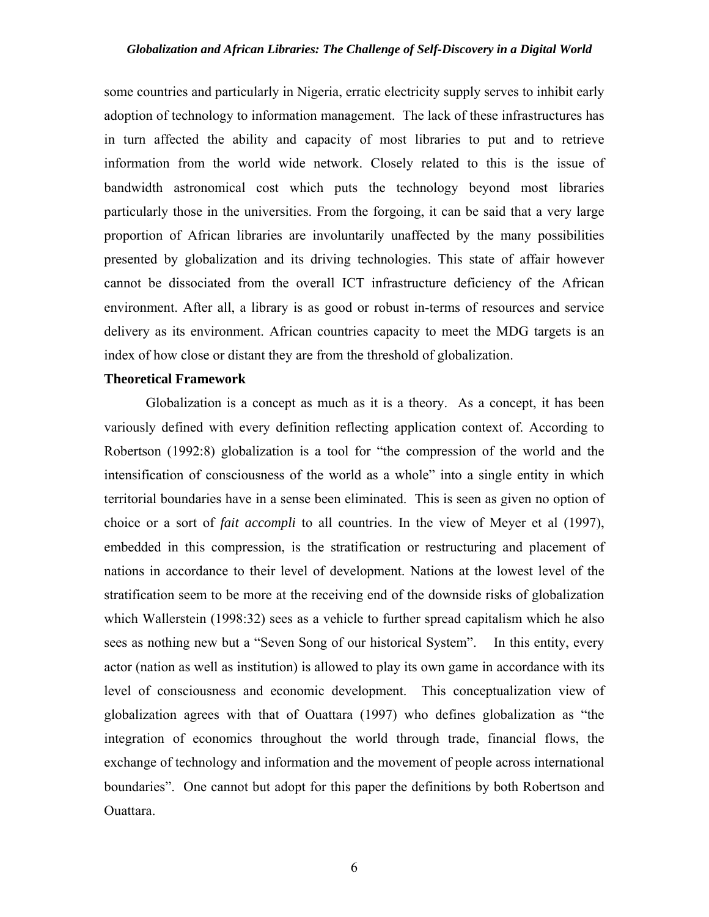some countries and particularly in Nigeria, erratic electricity supply serves to inhibit early adoption of technology to information management. The lack of these infrastructures has in turn affected the ability and capacity of most libraries to put and to retrieve information from the world wide network. Closely related to this is the issue of bandwidth astronomical cost which puts the technology beyond most libraries particularly those in the universities. From the forgoing, it can be said that a very large proportion of African libraries are involuntarily unaffected by the many possibilities presented by globalization and its driving technologies. This state of affair however cannot be dissociated from the overall ICT infrastructure deficiency of the African environment. After all, a library is as good or robust in-terms of resources and service delivery as its environment. African countries capacity to meet the MDG targets is an index of how close or distant they are from the threshold of globalization.

**Theoretical Framework**

Globalization is a concept as much as it is a theory. As a concept, it has been variously defined with every definition reflecting application context of. According to Robertson (1992:8) globalization is a tool for "the compression of the world and the intensification of consciousness of the world as a whole" into a single entity in which territorial boundaries have in a sense been eliminated. This is seen as given no option of choice or a sort of *fait accompli* to all countries. In the view of Meyer et al (1997), embedded in this compression, is the stratification or restructuring and placement of nations in accordance to their level of development. Nations at the lowest level of the stratification seem to be more at the receiving end of the downside risks of globalization which Wallerstein (1998:32) sees as a vehicle to further spread capitalism which he also sees as nothing new but a "Seven Song of our historical System". In this entity, every actor (nation as well as institution) is allowed to play its own game in accordance with its level of consciousness and economic development. This conceptualization view of globalization agrees with that of Ouattara (1997) who defines globalization as "the integration of economics throughout the world through trade, financial flows, the exchange of technology and information and the movement of people across international boundaries". One cannot but adopt for this paper the definitions by both Robertson and Ouattara.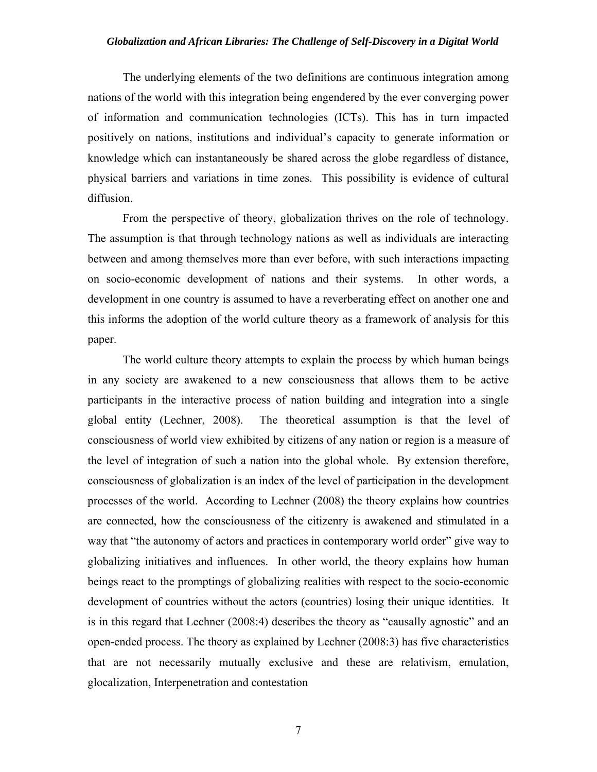The underlying elements of the two definitions are continuous integration among nations of the world with this integration being engendered by the ever converging power of information and communication technologies (ICTs). This has in turn impacted positively on nations, institutions and individual's capacity to generate information or knowledge which can instantaneously be shared across the globe regardless of distance, physical barriers and variations in time zones. This possibility is evidence of cultural diffusion.

From the perspective of theory, globalization thrives on the role of technology. The assumption is that through technology nations as well as individuals are interacting between and among themselves more than ever before, with such interactions impacting on socio-economic development of nations and their systems. In other words, a development in one country is assumed to have a reverberating effect on another one and this informs the adoption of the world culture theory as a framework of analysis for this paper.

The world culture theory attempts to explain the process by which human beings in any society are awakened to a new consciousness that allows them to be active participants in the interactive process of nation building and integration into a single global entity (Lechner, 2008). The theoretical assumption is that the level of consciousness of world view exhibited by citizens of any nation or region is a measure of the level of integration of such a nation into the global whole. By extension therefore, consciousness of globalization is an index of the level of participation in the development processes of the world. According to Lechner (2008) the theory explains how countries are connected, how the consciousness of the citizenry is awakened and stimulated in a way that "the autonomy of actors and practices in contemporary world order" give way to globalizing initiatives and influences. In other world, the theory explains how human beings react to the promptings of globalizing realities with respect to the socio-economic development of countries without the actors (countries) losing their unique identities. It is in this regard that Lechner (2008:4) describes the theory as "causally agnostic" and an open-ended process. The theory as explained by Lechner (2008:3) has five characteristics that are not necessarily mutually exclusive and these are relativism, emulation, glocalization, Interpenetration and contestation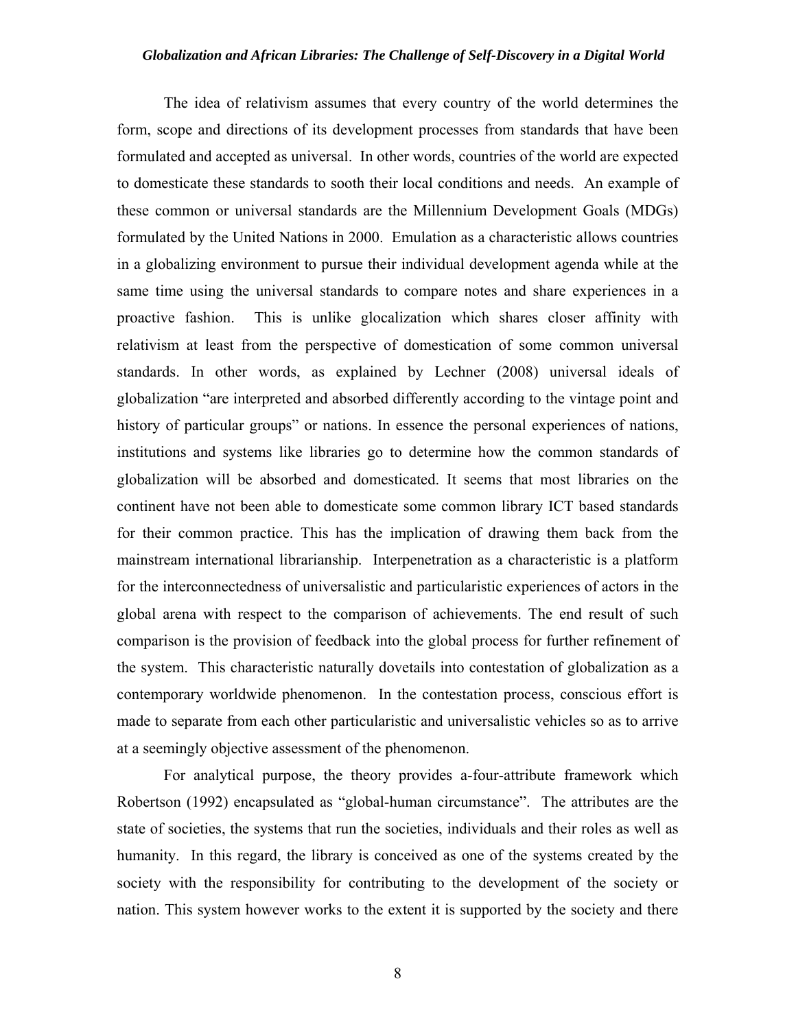The idea of relativism assumes that every country of the world determines the form, scope and directions of its development processes from standards that have been formulated and accepted as universal. In other words, countries of the world are expected to domesticate these standards to sooth their local conditions and needs. An example of these common or universal standards are the Millennium Development Goals (MDGs) formulated by the United Nations in 2000. Emulation as a characteristic allows countries in a globalizing environment to pursue their individual development agenda while at the same time using the universal standards to compare notes and share experiences in a proactive fashion. This is unlike glocalization which shares closer affinity with relativism at least from the perspective of domestication of some common universal standards. In other words, as explained by Lechner (2008) universal ideals of globalization "are interpreted and absorbed differently according to the vintage point and history of particular groups" or nations. In essence the personal experiences of nations, institutions and systems like libraries go to determine how the common standards of globalization will be absorbed and domesticated. It seems that most libraries on the continent have not been able to domesticate some common library ICT based standards for their common practice. This has the implication of drawing them back from the mainstream international librarianship. Interpenetration as a characteristic is a platform for the interconnectedness of universalistic and particularistic experiences of actors in the global arena with respect to the comparison of achievements. The end result of such comparison is the provision of feedback into the global process for further refinement of the system. This characteristic naturally dovetails into contestation of globalization as a contemporary worldwide phenomenon. In the contestation process, conscious effort is made to separate from each other particularistic and universalistic vehicles so as to arrive at a seemingly objective assessment of the phenomenon.

For analytical purpose, the theory provides a-four-attribute framework which Robertson (1992) encapsulated as "global-human circumstance". The attributes are the state of societies, the systems that run the societies, individuals and their roles as well as humanity. In this regard, the library is conceived as one of the systems created by the society with the responsibility for contributing to the development of the society or nation. This system however works to the extent it is supported by the society and there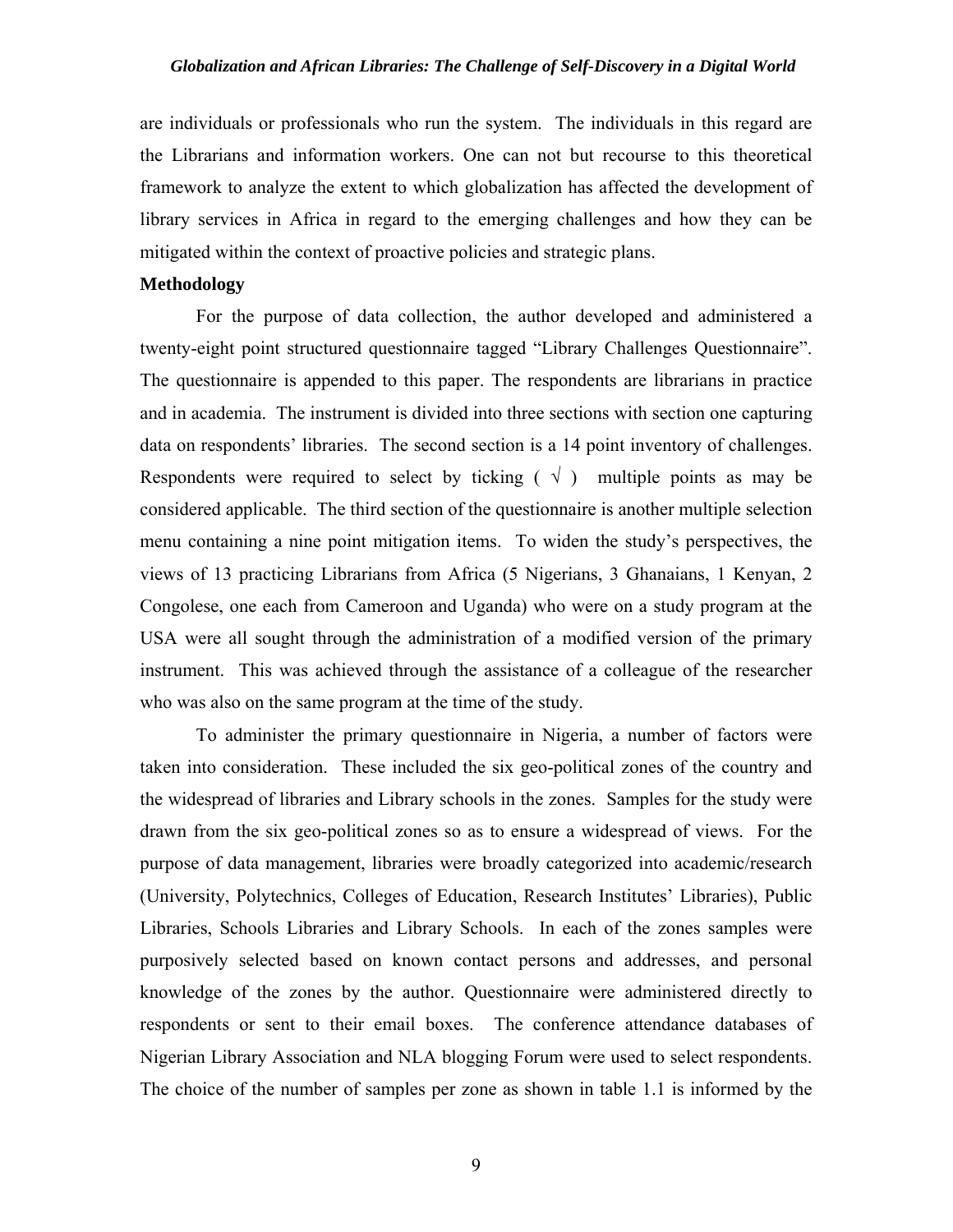are individuals or professionals who run the system. The individuals in this regard are the Librarians and information workers. One can not but recourse to this theoretical framework to analyze the extent to which globalization has affected the development of library services in Africa in regard to the emerging challenges and how they can be mitigated within the context of proactive policies and strategic plans.

**Methodology**

For the purpose of data collection, the author developed and administered a twenty-eight point structured questionnaire tagged "Library Challenges Questionnaire". The questionnaire is appended to this paper. The respondents are librarians in practice and in academia. The instrument is divided into three sections with section one capturing data on respondents' libraries. The second section is a 14 point inventory of challenges. Respondents were required to select by ticking ( √ ) multiple points as may be considered applicable. The third section of the questionnaire is another multiple selection menu containing a nine point mitigation items. To widen the study's perspectives, the views of 13 practicing Librarians from Africa (5 Nigerians, 3 Ghanaians, 1 Kenyan, 2 Congolese, one each from Cameroon and Uganda) who were on a study program at the USA were all sought through the administration of a modified version of the primary instrument. This was achieved through the assistance of a colleague of the researcher who was also on the same program at the time of the study.

To administer the primary questionnaire in Nigeria, a number of factors were taken into consideration. These included the six geo-political zones of the country and the widespread of libraries and Library schools in the zones. Samples for the study were drawn from the six geo-political zones so as to ensure a widespread of views. For the purpose of data management, libraries were broadly categorized into academic/research (University, Polytechnics, Colleges of Education, Research Institutes' Libraries), Public Libraries, Schools Libraries and Library Schools. In each of the zones samples were purposively selected based on known contact persons and addresses, and personal knowledge of the zones by the author. Questionnaire were administered directly to respondents or sent to their email boxes. The conference attendance databases of Nigerian Library Association and NLA blogging Forum were used to select respondents. The choice of the number of samples per zone as shown in table 1.1 is informed by the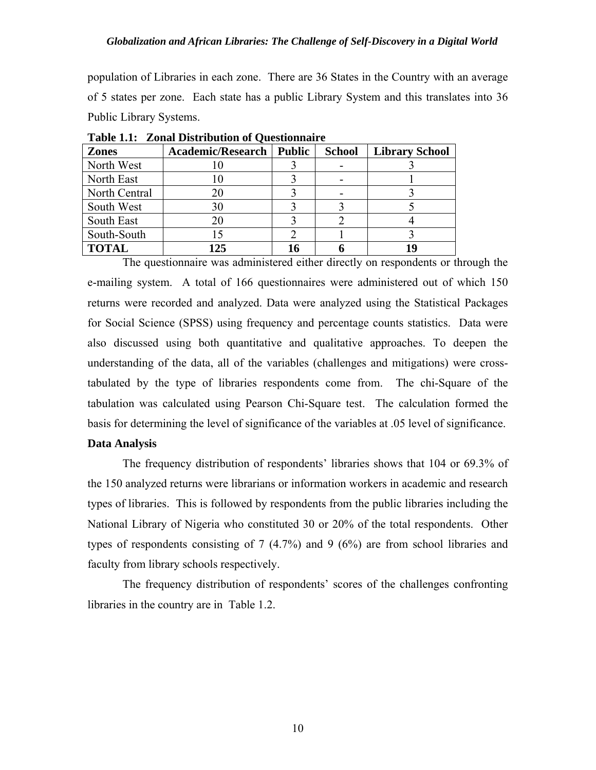population of Libraries in each zone. There are 36 States in the Country with an average of 5 states per zone. Each state has a public Library System and this translates into 36 Public Library Systems.

**Table 1.1: Zonal Distribution of Questionnaire**

| Zones | Academic/Research | Public | School | Library School |
|---|---|---|---|---|
| North West | 10 | 3 | - | 3 |
| North East | 10 | 3 | - | 1 |
| North Central | 20 | 3 | - | 3 |
| South West | 30 | 3 | 3 | 5 |
| South East | 20 | 3 | 2 | 4 |
| South-South | 15 | 2 | 1 | 3 |
| **TOTAL** | **125** | **16** | **6** | **19** |

The questionnaire was administered either directly on respondents or through the e-mailing system. A total of 166 questionnaires were administered out of which 150 returns were recorded and analyzed. Data were analyzed using the Statistical Packages for Social Science (SPSS) using frequency and percentage counts statistics. Data were also discussed using both quantitative and qualitative approaches. To deepen the understanding of the data, all of the variables (challenges and mitigations) were cross-tabulated by the type of libraries respondents come from. The chi-Square of the tabulation was calculated using Pearson Chi-Square test. The calculation formed the basis for determining the level of significance of the variables at .05 level of significance.

**Data Analysis**

The frequency distribution of respondents' libraries shows that 104 or 69.3% of the 150 analyzed returns were librarians or information workers in academic and research types of libraries. This is followed by respondents from the public libraries including the National Library of Nigeria who constituted 30 or 20% of the total respondents. Other types of respondents consisting of 7 (4.7%) and 9 (6%) are from school libraries and faculty from library schools respectively.

The frequency distribution of respondents' scores of the challenges confronting libraries in the country are in Table 1.2.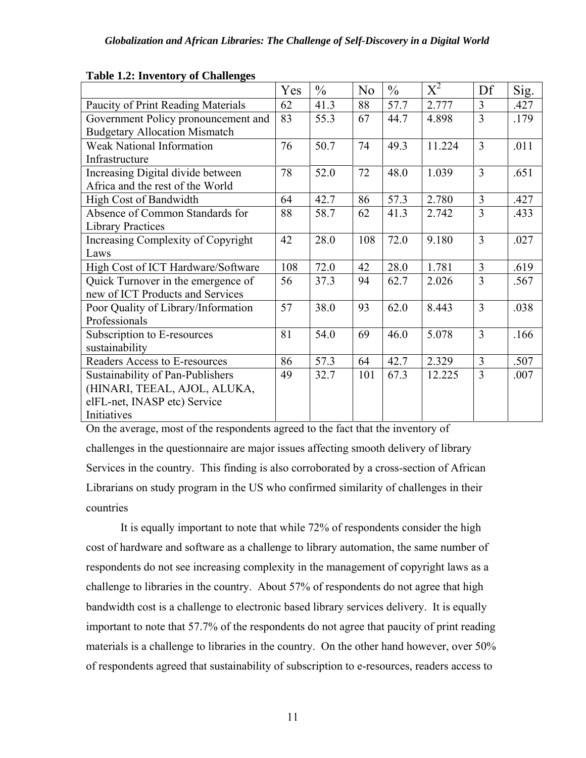**Table 1.2: Inventory of Challenges**

| | Yes | % | No | % | $X^2$ | Df | Sig. |
|---|---|---|---|---|---|---|---|
| Paucity of Print Reading Materials | 62 | 41.3 | 88 | 57.7 | 2.777 | 3 | .427 |
| Government Policy pronouncement and Budgetary Allocation Mismatch | 83 | 55.3 | 67 | 44.7 | 4.898 | 3 | .179 |
| Weak National Information Infrastructure | 76 | 50.7 | 74 | 49.3 | 11.224 | 3 | .011 |
| Increasing Digital divide between Africa and the rest of the World | 78 | 52.0 | 72 | 48.0 | 1.039 | 3 | .651 |
| High Cost of Bandwidth | 64 | 42.7 | 86 | 57.3 | 2.780 | 3 | .427 |
| Absence of Common Standards for Library Practices | 88 | 58.7 | 62 | 41.3 | 2.742 | 3 | .433 |
| Increasing Complexity of Copyright Laws | 42 | 28.0 | 108 | 72.0 | 9.180 | 3 | .027 |
| High Cost of ICT Hardware/Software | 108 | 72.0 | 42 | 28.0 | 1.781 | 3 | .619 |
| Quick Turnover in the emergence of new of ICT Products and Services | 56 | 37.3 | 94 | 62.7 | 2.026 | 3 | .567 |
| Poor Quality of Library/Information Professionals | 57 | 38.0 | 93 | 62.0 | 8.443 | 3 | .038 |
| Subscription to E-resources sustainability | 81 | 54.0 | 69 | 46.0 | 5.078 | 3 | .166 |
| Readers Access to E-resources | 86 | 57.3 | 64 | 42.7 | 2.329 | 3 | .507 |
| Sustainability of Pan-Publishers (HINARI, TEEAL, AJOL, ALUKA, elFL-net, INASP etc) Service Initiatives | 49 | 32.7 | 101 | 67.3 | 12.225 | 3 | .007 |

On the average, most of the respondents agreed to the fact that the inventory of challenges in the questionnaire are major issues affecting smooth delivery of library Services in the country. This finding is also corroborated by a cross-section of African Librarians on study program in the US who confirmed similarity of challenges in their countries

It is equally important to note that while 72% of respondents consider the high cost of hardware and software as a challenge to library automation, the same number of respondents do not see increasing complexity in the management of copyright laws as a challenge to libraries in the country. About 57% of respondents do not agree that high bandwidth cost is a challenge to electronic based library services delivery. It is equally important to note that 57.7% of the respondents do not agree that paucity of print reading materials is a challenge to libraries in the country. On the other hand however, over 50% of respondents agreed that sustainability of subscription to e-resources, readers access to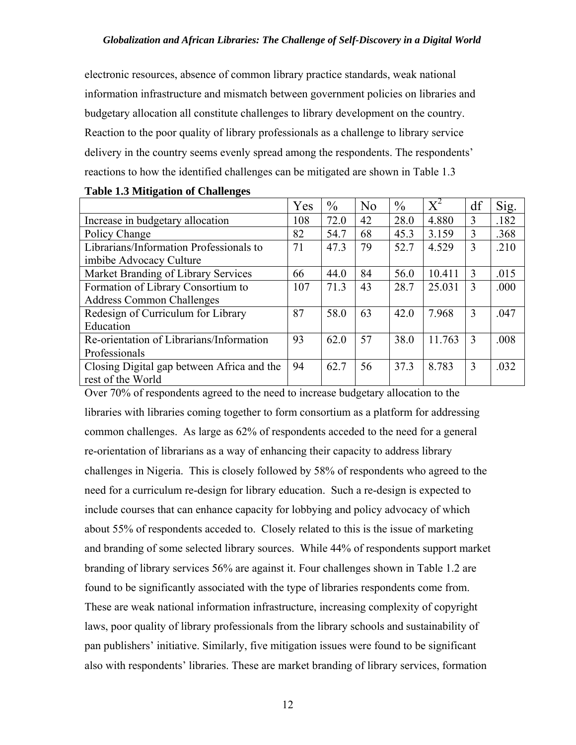electronic resources, absence of common library practice standards, weak national information infrastructure and mismatch between government policies on libraries and budgetary allocation all constitute challenges to library development on the country. Reaction to the poor quality of library professionals as a challenge to library service delivery in the country seems evenly spread among the respondents. The respondents' reactions to how the identified challenges can be mitigated are shown in Table 1.3

**Table 1.3 Mitigation of Challenges**

| | Yes | % | No | % | $X^2$ | df | Sig. |
|---|---|---|---|---|---|---|---|
| Increase in budgetary allocation | 108 | 72.0 | 42 | 28.0 | 4.880 | 3 | .182 |
| Policy Change | 82 | 54.7 | 68 | 45.3 | 3.159 | 3 | .368 |
| Librarians/Information Professionals to imbibe Advocacy Culture | 71 | 47.3 | 79 | 52.7 | 4.529 | 3 | .210 |
| Market Branding of Library Services | 66 | 44.0 | 84 | 56.0 | 10.411 | 3 | .015 |
| Formation of Library Consortium to Address Common Challenges | 107 | 71.3 | 43 | 28.7 | 25.031 | 3 | .000 |
| Redesign of Curriculum for Library Education | 87 | 58.0 | 63 | 42.0 | 7.968 | 3 | .047 |
| Re-orientation of Librarians/Information Professionals | 93 | 62.0 | 57 | 38.0 | 11.763 | 3 | .008 |
| Closing Digital gap between Africa and the rest of the World | 94 | 62.7 | 56 | 37.3 | 8.783 | 3 | .032 |

Over 70% of respondents agreed to the need to increase budgetary allocation to the libraries with libraries coming together to form consortium as a platform for addressing common challenges. As large as 62% of respondents acceded to the need for a general re-orientation of librarians as a way of enhancing their capacity to address library challenges in Nigeria. This is closely followed by 58% of respondents who agreed to the need for a curriculum re-design for library education. Such a re-design is expected to include courses that can enhance capacity for lobbying and policy advocacy of which about 55% of respondents acceded to. Closely related to this is the issue of marketing and branding of some selected library sources. While 44% of respondents support market branding of library services 56% are against it. Four challenges shown in Table 1.2 are found to be significantly associated with the type of libraries respondents come from. These are weak national information infrastructure, increasing complexity of copyright laws, poor quality of library professionals from the library schools and sustainability of pan publishers' initiative. Similarly, five mitigation issues were found to be significant also with respondents' libraries. These are market branding of library services, formation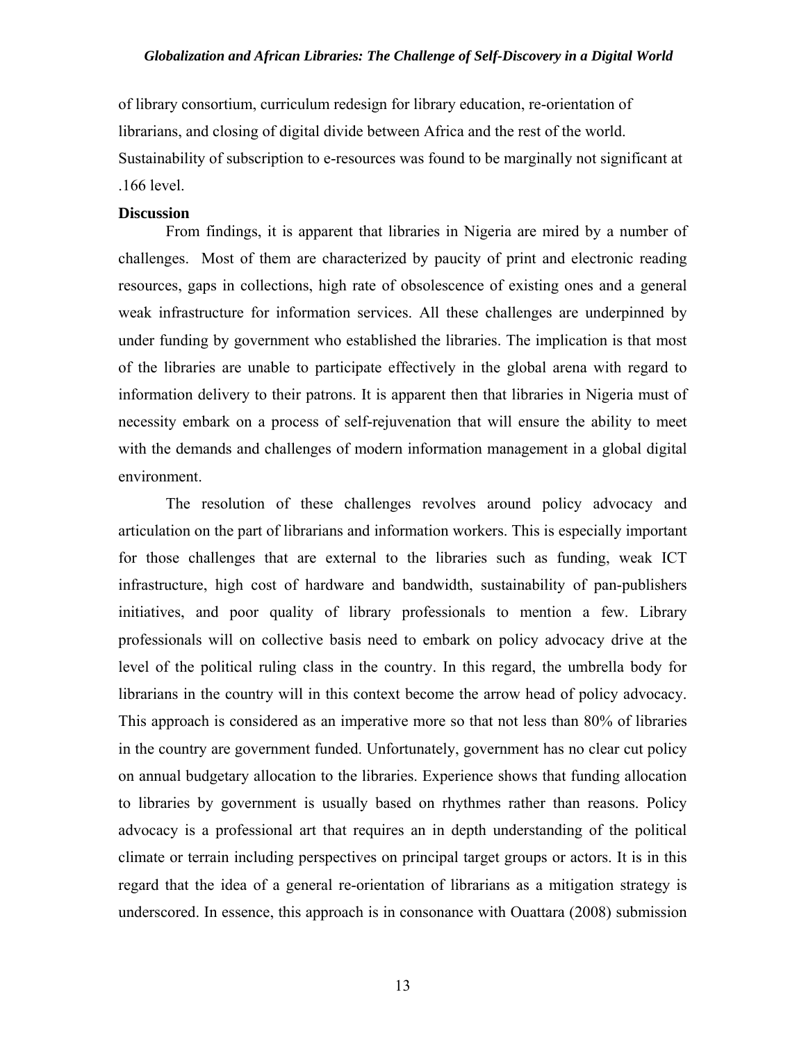of library consortium, curriculum redesign for library education, re-orientation of librarians, and closing of digital divide between Africa and the rest of the world. Sustainability of subscription to e-resources was found to be marginally not significant at .166 level.

**Discussion**

From findings, it is apparent that libraries in Nigeria are mired by a number of challenges. Most of them are characterized by paucity of print and electronic reading resources, gaps in collections, high rate of obsolescence of existing ones and a general weak infrastructure for information services. All these challenges are underpinned by under funding by government who established the libraries. The implication is that most of the libraries are unable to participate effectively in the global arena with regard to information delivery to their patrons. It is apparent then that libraries in Nigeria must of necessity embark on a process of self-rejuvenation that will ensure the ability to meet with the demands and challenges of modern information management in a global digital environment.

The resolution of these challenges revolves around policy advocacy and articulation on the part of librarians and information workers. This is especially important for those challenges that are external to the libraries such as funding, weak ICT infrastructure, high cost of hardware and bandwidth, sustainability of pan-publishers initiatives, and poor quality of library professionals to mention a few. Library professionals will on collective basis need to embark on policy advocacy drive at the level of the political ruling class in the country. In this regard, the umbrella body for librarians in the country will in this context become the arrow head of policy advocacy. This approach is considered as an imperative more so that not less than 80% of libraries in the country are government funded. Unfortunately, government has no clear cut policy on annual budgetary allocation to the libraries. Experience shows that funding allocation to libraries by government is usually based on rhythmes rather than reasons. Policy advocacy is a professional art that requires an in depth understanding of the political climate or terrain including perspectives on principal target groups or actors. It is in this regard that the idea of a general re-orientation of librarians as a mitigation strategy is underscored. In essence, this approach is in consonance with Ouattara (2008) submission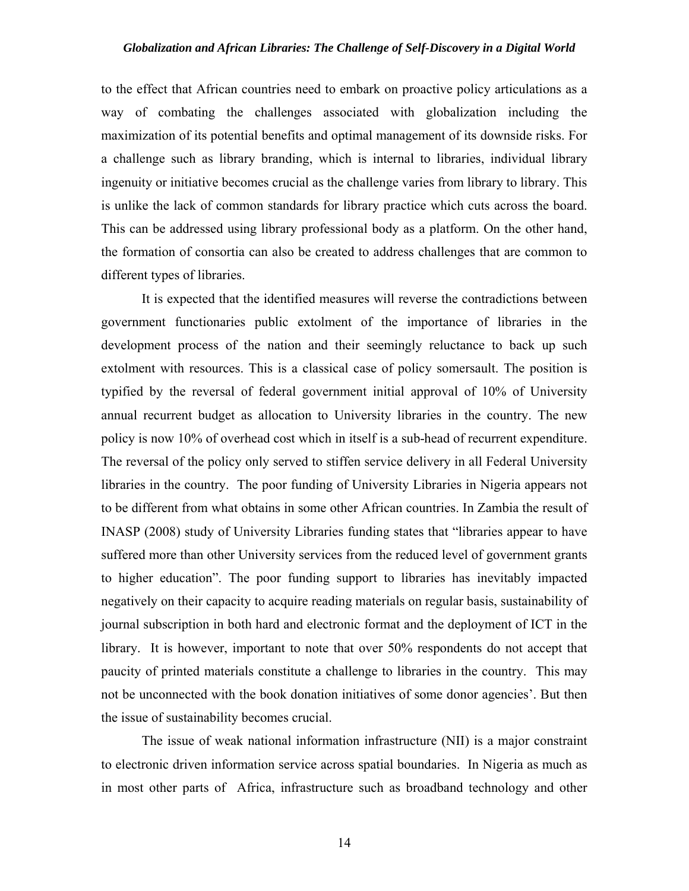to the effect that African countries need to embark on proactive policy articulations as a way of combating the challenges associated with globalization including the maximization of its potential benefits and optimal management of its downside risks. For a challenge such as library branding, which is internal to libraries, individual library ingenuity or initiative becomes crucial as the challenge varies from library to library. This is unlike the lack of common standards for library practice which cuts across the board. This can be addressed using library professional body as a platform. On the other hand, the formation of consortia can also be created to address challenges that are common to different types of libraries.

It is expected that the identified measures will reverse the contradictions between government functionaries public extolment of the importance of libraries in the development process of the nation and their seemingly reluctance to back up such extolment with resources. This is a classical case of policy somersault. The position is typified by the reversal of federal government initial approval of 10% of University annual recurrent budget as allocation to University libraries in the country. The new policy is now 10% of overhead cost which in itself is a sub-head of recurrent expenditure. The reversal of the policy only served to stiffen service delivery in all Federal University libraries in the country. The poor funding of University Libraries in Nigeria appears not to be different from what obtains in some other African countries. In Zambia the result of INASP (2008) study of University Libraries funding states that "libraries appear to have suffered more than other University services from the reduced level of government grants to higher education". The poor funding support to libraries has inevitably impacted negatively on their capacity to acquire reading materials on regular basis, sustainability of journal subscription in both hard and electronic format and the deployment of ICT in the library. It is however, important to note that over 50% respondents do not accept that paucity of printed materials constitute a challenge to libraries in the country. This may not be unconnected with the book donation initiatives of some donor agencies'. But then the issue of sustainability becomes crucial.

The issue of weak national information infrastructure (NII) is a major constraint to electronic driven information service across spatial boundaries. In Nigeria as much as in most other parts of Africa, infrastructure such as broadband technology and other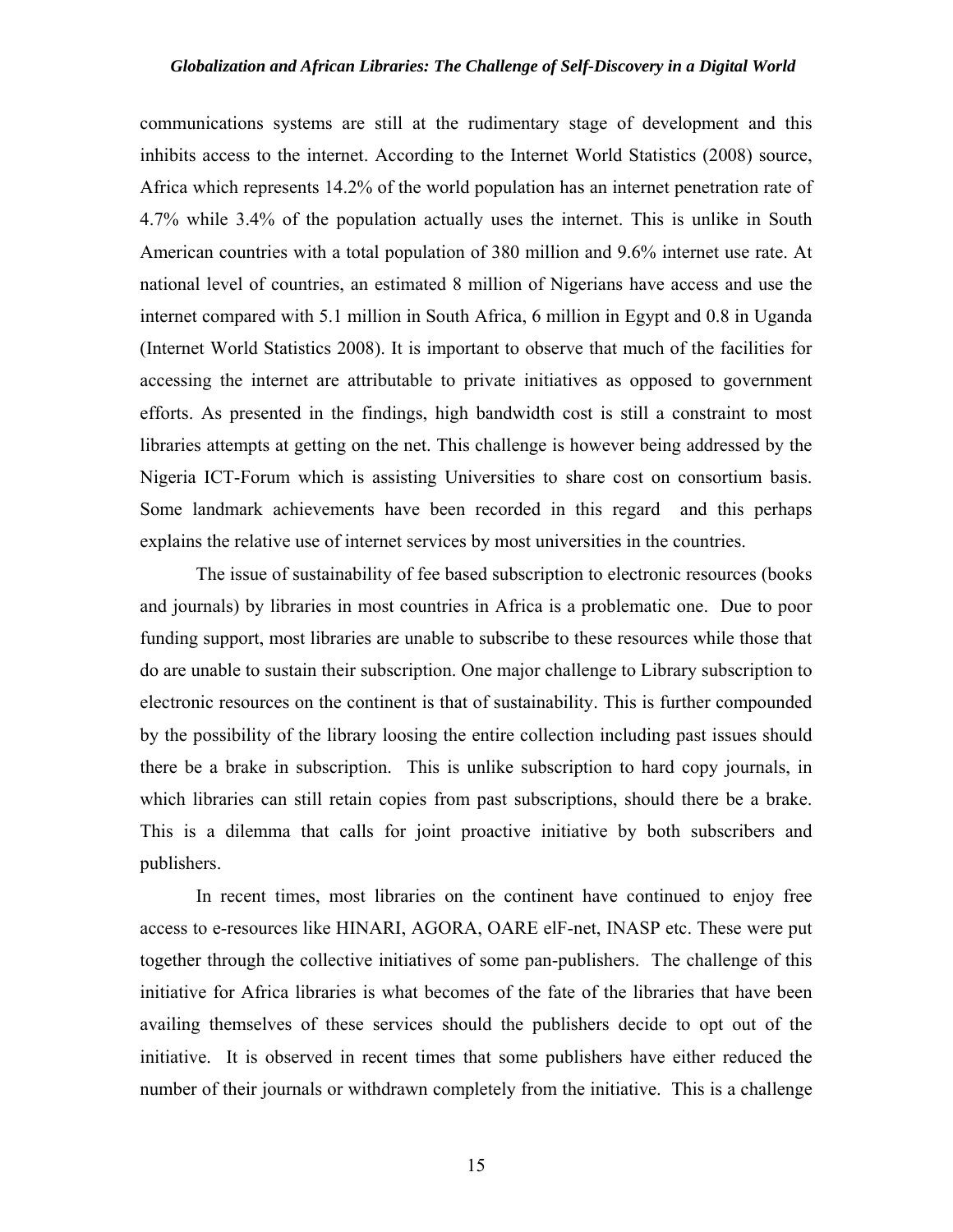communications systems are still at the rudimentary stage of development and this inhibits access to the internet. According to the Internet World Statistics (2008) source, Africa which represents 14.2% of the world population has an internet penetration rate of 4.7% while 3.4% of the population actually uses the internet. This is unlike in South American countries with a total population of 380 million and 9.6% internet use rate. At national level of countries, an estimated 8 million of Nigerians have access and use the internet compared with 5.1 million in South Africa, 6 million in Egypt and 0.8 in Uganda (Internet World Statistics 2008). It is important to observe that much of the facilities for accessing the internet are attributable to private initiatives as opposed to government efforts. As presented in the findings, high bandwidth cost is still a constraint to most libraries attempts at getting on the net. This challenge is however being addressed by the Nigeria ICT-Forum which is assisting Universities to share cost on consortium basis. Some landmark achievements have been recorded in this regard and this perhaps explains the relative use of internet services by most universities in the countries.

The issue of sustainability of fee based subscription to electronic resources (books and journals) by libraries in most countries in Africa is a problematic one. Due to poor funding support, most libraries are unable to subscribe to these resources while those that do are unable to sustain their subscription. One major challenge to Library subscription to electronic resources on the continent is that of sustainability. This is further compounded by the possibility of the library loosing the entire collection including past issues should there be a brake in subscription. This is unlike subscription to hard copy journals, in which libraries can still retain copies from past subscriptions, should there be a brake. This is a dilemma that calls for joint proactive initiative by both subscribers and publishers.

In recent times, most libraries on the continent have continued to enjoy free access to e-resources like HINARI, AGORA, OARE elF-net, INASP etc. These were put together through the collective initiatives of some pan-publishers. The challenge of this initiative for Africa libraries is what becomes of the fate of the libraries that have been availing themselves of these services should the publishers decide to opt out of the initiative. It is observed in recent times that some publishers have either reduced the number of their journals or withdrawn completely from the initiative. This is a challenge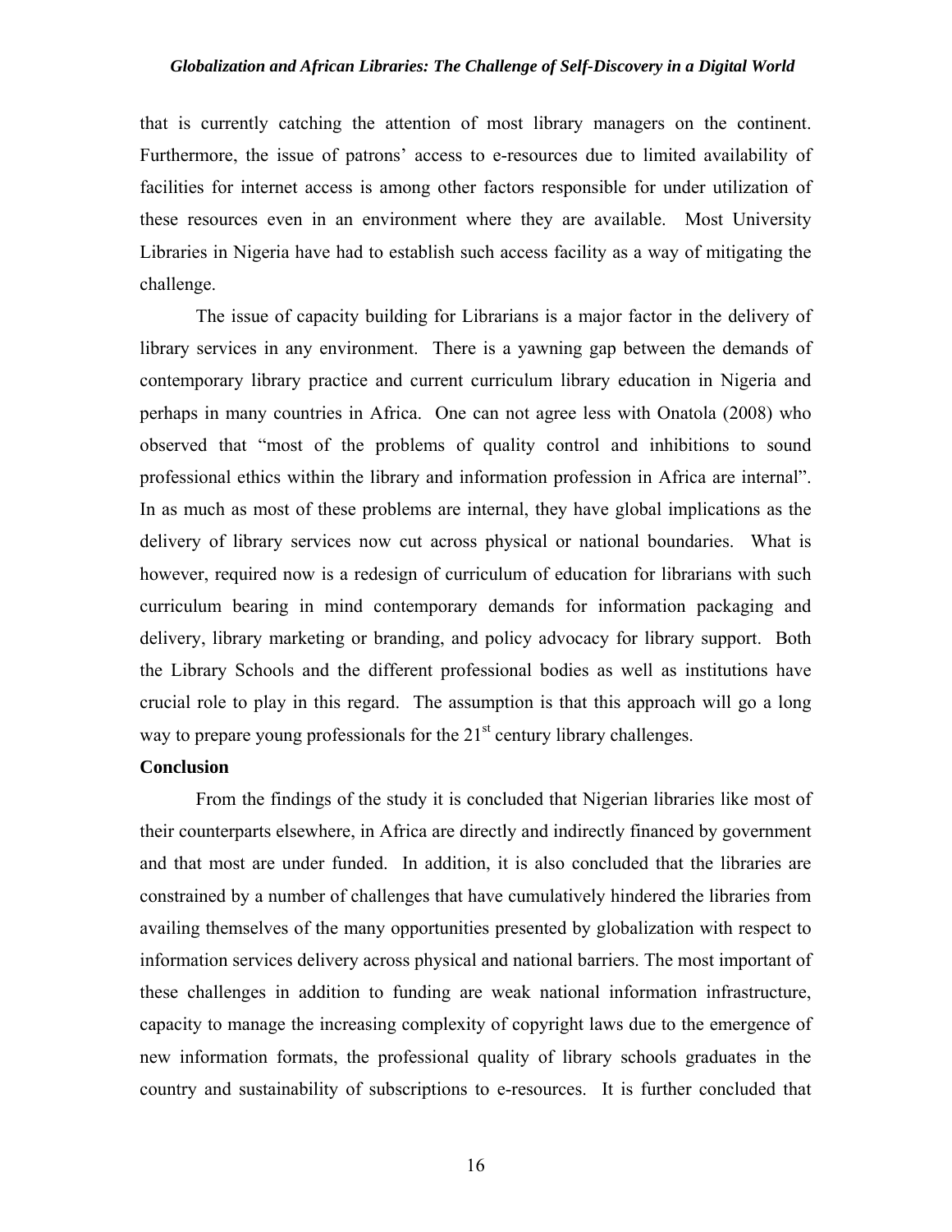that is currently catching the attention of most library managers on the continent. Furthermore, the issue of patrons' access to e-resources due to limited availability of facilities for internet access is among other factors responsible for under utilization of these resources even in an environment where they are available. Most University Libraries in Nigeria have had to establish such access facility as a way of mitigating the challenge.

The issue of capacity building for Librarians is a major factor in the delivery of library services in any environment. There is a yawning gap between the demands of contemporary library practice and current curriculum library education in Nigeria and perhaps in many countries in Africa. One can not agree less with Onatola (2008) who observed that "most of the problems of quality control and inhibitions to sound professional ethics within the library and information profession in Africa are internal". In as much as most of these problems are internal, they have global implications as the delivery of library services now cut across physical or national boundaries. What is however, required now is a redesign of curriculum of education for librarians with such curriculum bearing in mind contemporary demands for information packaging and delivery, library marketing or branding, and policy advocacy for library support. Both the Library Schools and the different professional bodies as well as institutions have crucial role to play in this regard. The assumption is that this approach will go a long way to prepare young professionals for the 21st century library challenges.

**Conclusion**

From the findings of the study it is concluded that Nigerian libraries like most of their counterparts elsewhere, in Africa are directly and indirectly financed by government and that most are under funded. In addition, it is also concluded that the libraries are constrained by a number of challenges that have cumulatively hindered the libraries from availing themselves of the many opportunities presented by globalization with respect to information services delivery across physical and national barriers. The most important of these challenges in addition to funding are weak national information infrastructure, capacity to manage the increasing complexity of copyright laws due to the emergence of new information formats, the professional quality of library schools graduates in the country and sustainability of subscriptions to e-resources. It is further concluded that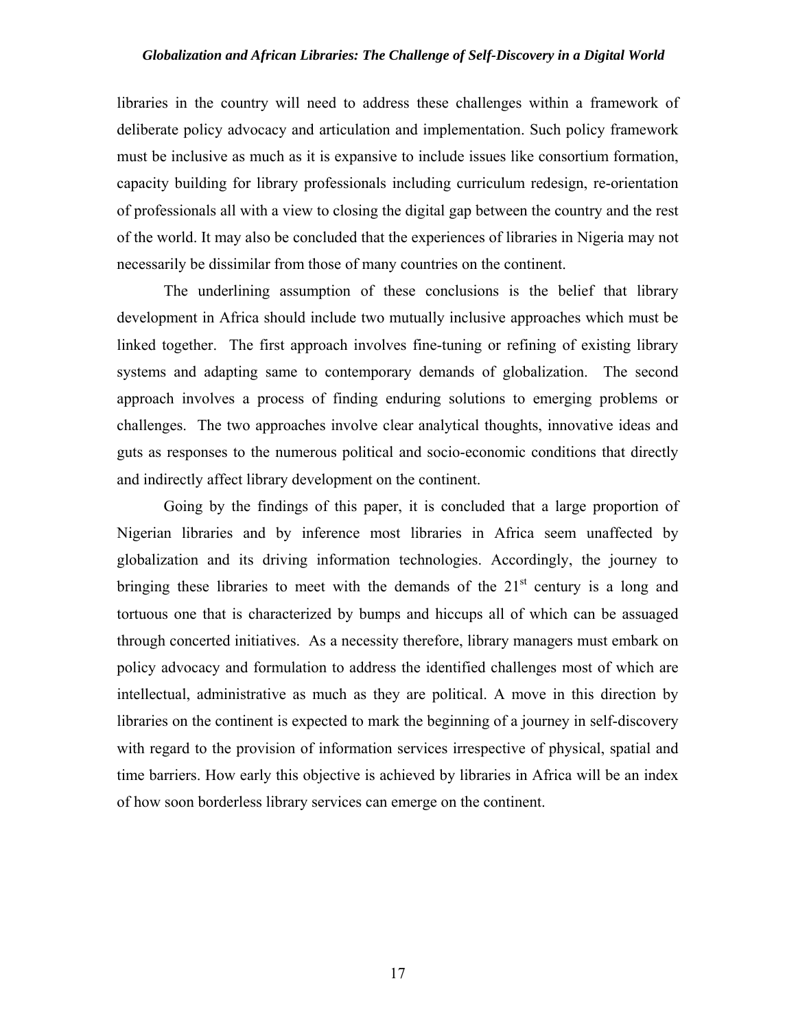libraries in the country will need to address these challenges within a framework of deliberate policy advocacy and articulation and implementation. Such policy framework must be inclusive as much as it is expansive to include issues like consortium formation, capacity building for library professionals including curriculum redesign, re-orientation of professionals all with a view to closing the digital gap between the country and the rest of the world. It may also be concluded that the experiences of libraries in Nigeria may not necessarily be dissimilar from those of many countries on the continent.

The underlining assumption of these conclusions is the belief that library development in Africa should include two mutually inclusive approaches which must be linked together. The first approach involves fine-tuning or refining of existing library systems and adapting same to contemporary demands of globalization. The second approach involves a process of finding enduring solutions to emerging problems or challenges. The two approaches involve clear analytical thoughts, innovative ideas and guts as responses to the numerous political and socio-economic conditions that directly and indirectly affect library development on the continent.

Going by the findings of this paper, it is concluded that a large proportion of Nigerian libraries and by inference most libraries in Africa seem unaffected by globalization and its driving information technologies. Accordingly, the journey to bringing these libraries to meet with the demands of the 21st century is a long and tortuous one that is characterized by bumps and hiccups all of which can be assuaged through concerted initiatives. As a necessity therefore, library managers must embark on policy advocacy and formulation to address the identified challenges most of which are intellectual, administrative as much as they are political. A move in this direction by libraries on the continent is expected to mark the beginning of a journey in self-discovery with regard to the provision of information services irrespective of physical, spatial and time barriers. How early this objective is achieved by libraries in Africa will be an index of how soon borderless library services can emerge on the continent.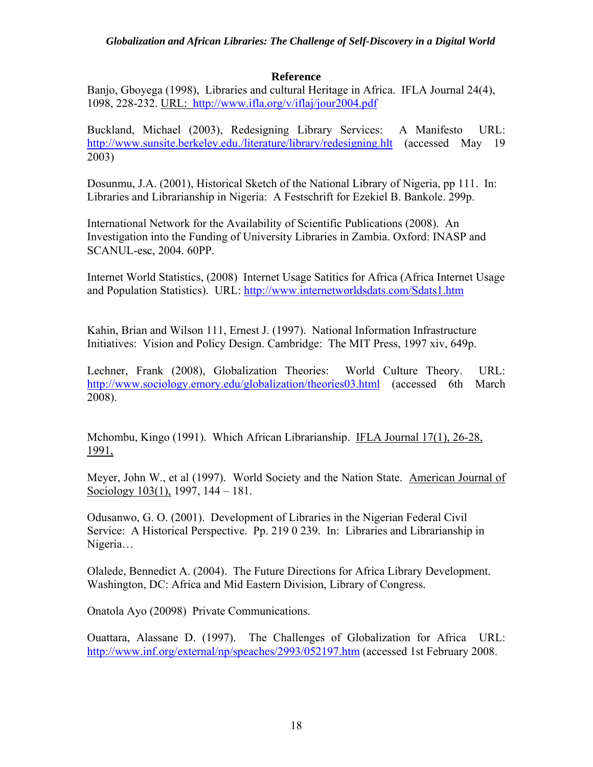## Reference

Banjo, Gboyega (1998), Libraries and cultural Heritage in Africa. IFLA Journal 24(4), 1098, 228-232. URL: http://www.ifla.org/v/iflaj/jour2004.pdf

Buckland, Michael (2003), Redesigning Library Services: A Manifesto URL: http://www.sunsite.berkeley.edu./literature/library/redesigning.hlt (accessed May 19 2003)

Dosunmu, J.A. (2001), Historical Sketch of the National Library of Nigeria, pp 111. In: Libraries and Librarianship in Nigeria: A Festschrift for Ezekiel B. Bankole. 299p.

International Network for the Availability of Scientific Publications (2008). An Investigation into the Funding of University Libraries in Zambia. Oxford: INASP and SCANUL-esc, 2004. 60PP.

Internet World Statistics, (2008) Internet Usage Satitics for Africa (Africa Internet Usage and Population Statistics). URL: http://www.internetworldsdats.com/Sdats1.htm

Kahin, Brian and Wilson 111, Ernest J. (1997). National Information Infrastructure Initiatives: Vision and Policy Design. Cambridge: The MIT Press, 1997 xiv, 649p.

Lechner, Frank (2008), Globalization Theories: World Culture Theory. URL: http://www.sociology.emory.edu/globalization/theories03.html (accessed 6th March 2008).

Mchombu, Kingo (1991). Which African Librarianship. IFLA Journal 17(1), 26-28, 1991,

Meyer, John W., et al (1997). World Society and the Nation State. American Journal of Sociology 103(1), 1997, 144 – 181.

Odusanwo, G. O. (2001). Development of Libraries in the Nigerian Federal Civil Service: A Historical Perspective. Pp. 219 0 239. In: Libraries and Librarianship in Nigeria…

Olalede, Bennedict A. (2004). The Future Directions for Africa Library Development. Washington, DC: Africa and Mid Eastern Division, Library of Congress.

Onatola Ayo (20098) Private Communications.

Ouattara, Alassane D. (1997). The Challenges of Globalization for Africa URL: http://www.inf.org/external/np/speaches/2993/052197.htm (accessed 1st February 2008.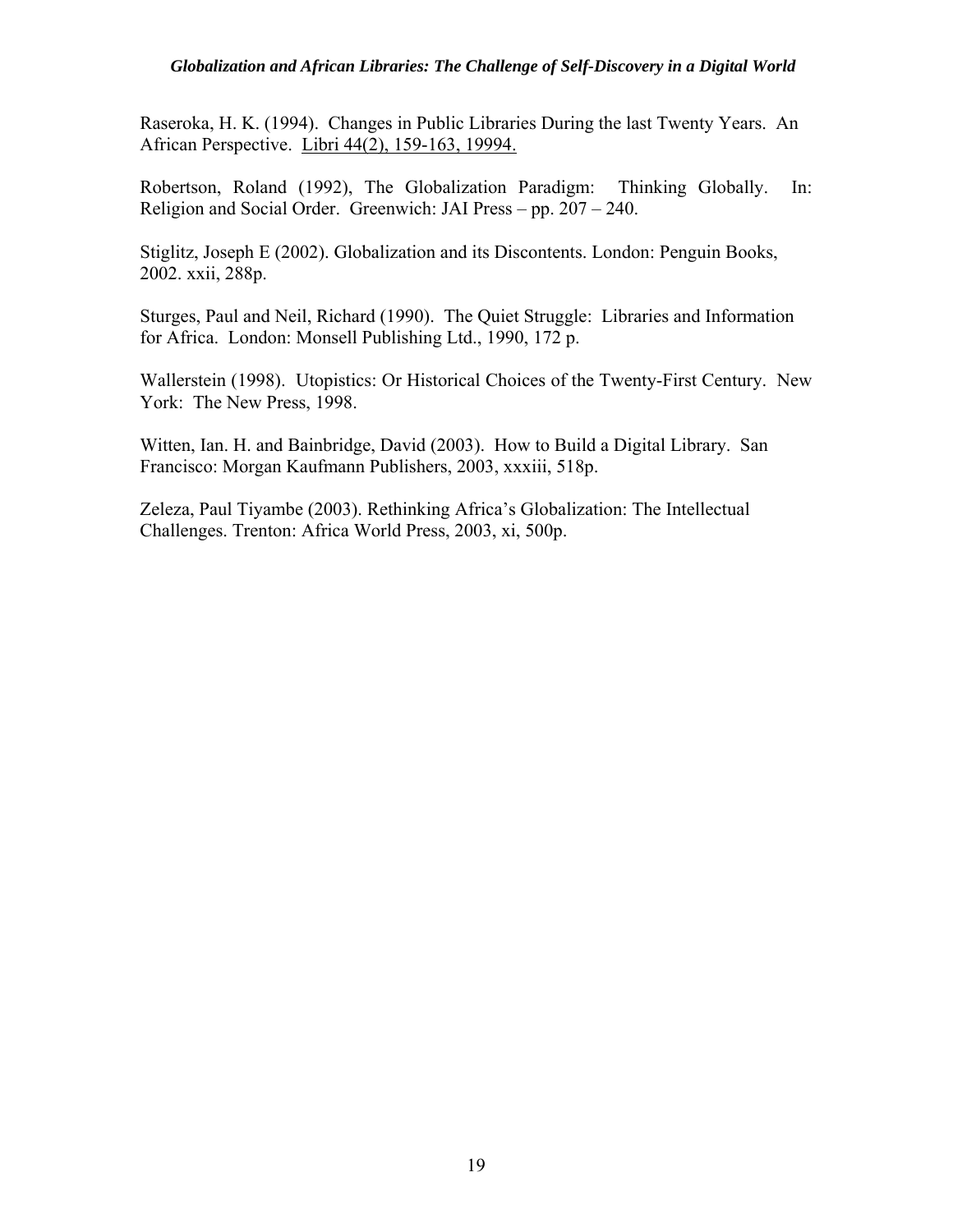Raseroka, H. K. (1994). Changes in Public Libraries During the last Twenty Years. An African Perspective. Libri 44(2), 159-163, 19994.

Robertson, Roland (1992), The Globalization Paradigm: Thinking Globally. In: Religion and Social Order. Greenwich: JAI Press – pp. 207 – 240.

Stiglitz, Joseph E (2002). Globalization and its Discontents. London: Penguin Books, 2002. xxii, 288p.

Sturges, Paul and Neil, Richard (1990). The Quiet Struggle: Libraries and Information for Africa. London: Monsell Publishing Ltd., 1990, 172 p.

Wallerstein (1998). Utopistics: Or Historical Choices of the Twenty-First Century. New York: The New Press, 1998.

Witten, Ian. H. and Bainbridge, David (2003). How to Build a Digital Library. San Francisco: Morgan Kaufmann Publishers, 2003, xxxiii, 518p.

Zeleza, Paul Tiyambe (2003). Rethinking Africa's Globalization: The Intellectual Challenges. Trenton: Africa World Press, 2003, xi, 500p.